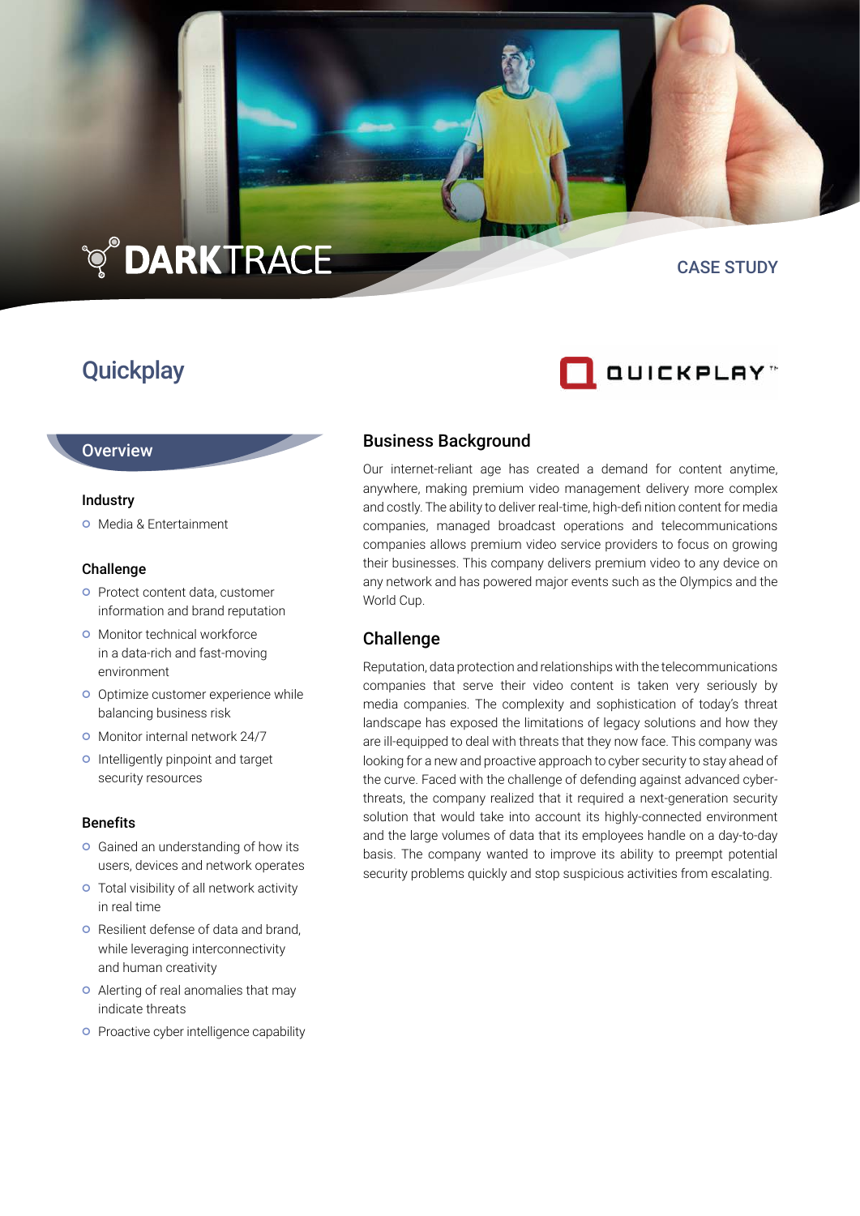DARKTRACE

CASE STUDY

# Quickplay

## Overview

### Industry

- Media & Entertainment

### Challenge

- Protect content data, customer information and brand reputation
- Monitor technical workforce in a data-rich and fast-moving environment
- Optimize customer experience while balancing business risk
- Monitor internal network 24/7
- Intelligently pinpoint and target security resources

### Benefits

- Gained an understanding of how its users, devices and network operates
- Total visibility of all network activity in real time
- Resilient defense of data and brand, while leveraging interconnectivity and human creativity
- Alerting of real anomalies that may indicate threats
- Proactive cyber intelligence capability

## Business Background

Our internet-reliant age has created a demand for content anytime, anywhere, making premium video management delivery more complex and costly. The ability to deliver real-time, high-definition content for media companies, managed broadcast operations and telecommunications companies allows premium video service providers to focus on growing their businesses. This company delivers premium video to any device on any network and has powered major events such as the Olympics and the World Cup.

## Challenge

Reputation, data protection and relationships with the telecommunications companies that serve their video content is taken very seriously by media companies. The complexity and sophistication of today's threat landscape has exposed the limitations of legacy solutions and how they are ill-equipped to deal with threats that they now face. This company was looking for a new and proactive approach to cyber security to stay ahead of the curve. Faced with the challenge of defending against advanced cyber-threats, the company realized that it required a next-generation security solution that would take into account its highly-connected environment and the large volumes of data that its employees handle on a day-to-day basis. The company wanted to improve its ability to preempt potential security problems quickly and stop suspicious activities from escalating.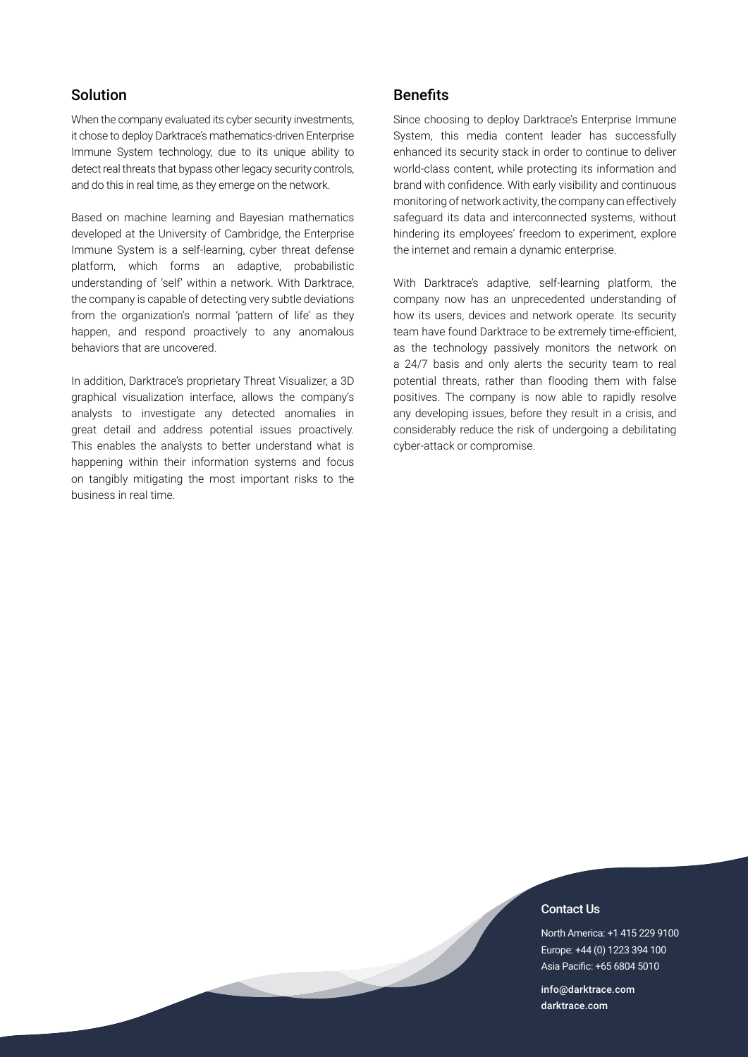## Solution

When the company evaluated its cyber security investments, it chose to deploy Darktrace's mathematics-driven Enterprise Immune System technology, due to its unique ability to detect real threats that bypass other legacy security controls, and do this in real time, as they emerge on the network.

Based on machine learning and Bayesian mathematics developed at the University of Cambridge, the Enterprise Immune System is a self-learning, cyber threat defense platform, which forms an adaptive, probabilistic understanding of 'self' within a network. With Darktrace, the company is capable of detecting very subtle deviations from the organization's normal 'pattern of life' as they happen, and respond proactively to any anomalous behaviors that are uncovered.

In addition, Darktrace's proprietary Threat Visualizer, a 3D graphical visualization interface, allows the company's analysts to investigate any detected anomalies in great detail and address potential issues proactively. This enables the analysts to better understand what is happening within their information systems and focus on tangibly mitigating the most important risks to the business in real time.

## Benefits

Since choosing to deploy Darktrace's Enterprise Immune System, this media content leader has successfully enhanced its security stack in order to continue to deliver world-class content, while protecting its information and brand with confidence. With early visibility and continuous monitoring of network activity, the company can effectively safeguard its data and interconnected systems, without hindering its employees' freedom to experiment, explore the internet and remain a dynamic enterprise.

With Darktrace's adaptive, self-learning platform, the company now has an unprecedented understanding of how its users, devices and network operate. Its security team have found Darktrace to be extremely time-efficient, as the technology passively monitors the network on a 24/7 basis and only alerts the security team to real potential threats, rather than flooding them with false positives. The company is now able to rapidly resolve any developing issues, before they result in a crisis, and considerably reduce the risk of undergoing a debilitating cyber-attack or compromise.

### Contact Us

North America: +1 415 229 9100
Europe: +44 (0) 1223 394 100
Asia Pacific: +65 6804 5010

info@darktrace.com
darktrace.com